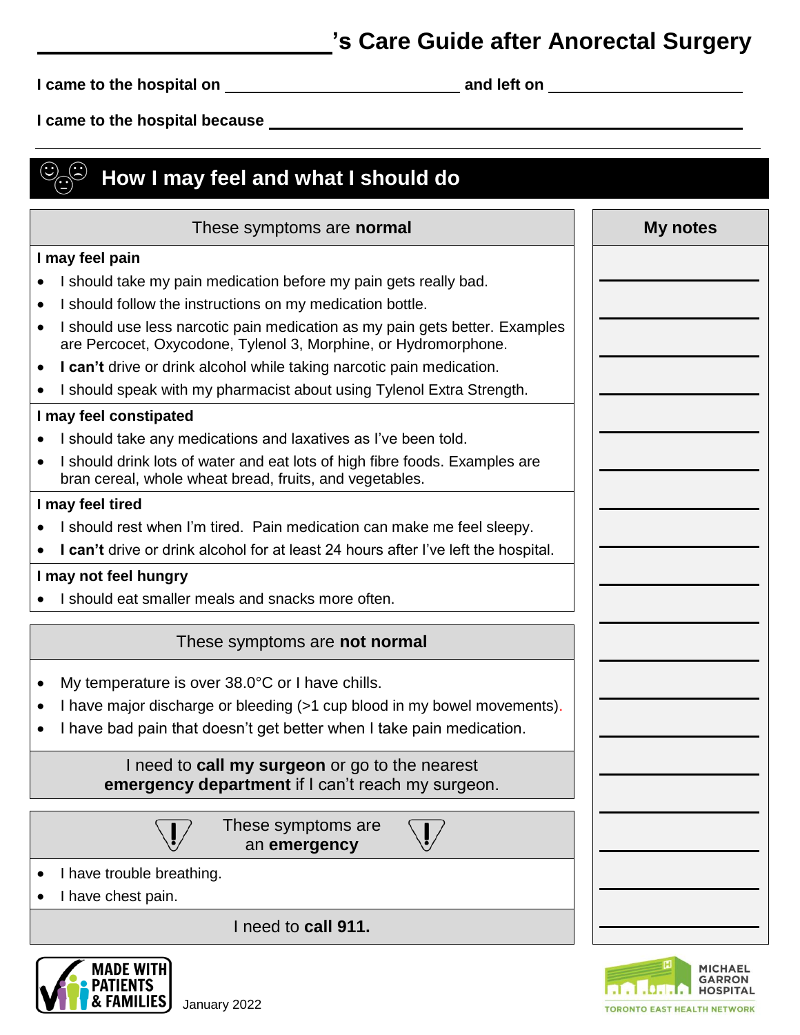# ____________________’s Care Guide after Anorectal Surgery

**I came to the hospital on** ____________________ **and left on** ____________________

**I came to the hospital because** ________________________________________

---

## How I may feel and what I should do

### These symptoms are **normal**

**I may feel pain**

- I should take my pain medication before my pain gets really bad.
- I should follow the instructions on my medication bottle.
- I should use less narcotic pain medication as my pain gets better. Examples are Percocet, Oxycodone, Tylenol 3, Morphine, or Hydromorphone.
- **I can't** drive or drink alcohol while taking narcotic pain medication.
- I should speak with my pharmacist about using Tylenol Extra Strength.

**I may feel constipated**

- I should take any medications and laxatives as I've been told.
- I should drink lots of water and eat lots of high fibre foods. Examples are bran cereal, whole wheat bread, fruits, and vegetables.

**I may feel tired**

- I should rest when I'm tired. Pain medication can make me feel sleepy.
- **I can't** drive or drink alcohol for at least 24 hours after I've left the hospital.

**I may not feel hungry**

- I should eat smaller meals and snacks more often.

### These symptoms are **not normal**

- My temperature is over 38.0°C or I have chills.
- I have major discharge or bleeding (>1 cup blood in my bowel movements).
- I have bad pain that doesn't get better when I take pain medication.

I need to **call my surgeon** or go to the nearest **emergency department** if I can't reach my surgeon.

### These symptoms are an **emergency**

- I have trouble breathing.
- I have chest pain.

I need to **call 911.**

### My notes

______________________

______________________

______________________

______________________

______________________

______________________

______________________

______________________

______________________

______________________

______________________

______________________

______________________

______________________

______________________

______________________

______________________

MADE WITH PATIENTS & FAMILIES

January 2022

MICHAEL GARRON HOSPITAL
TORONTO EAST HEALTH NETWORK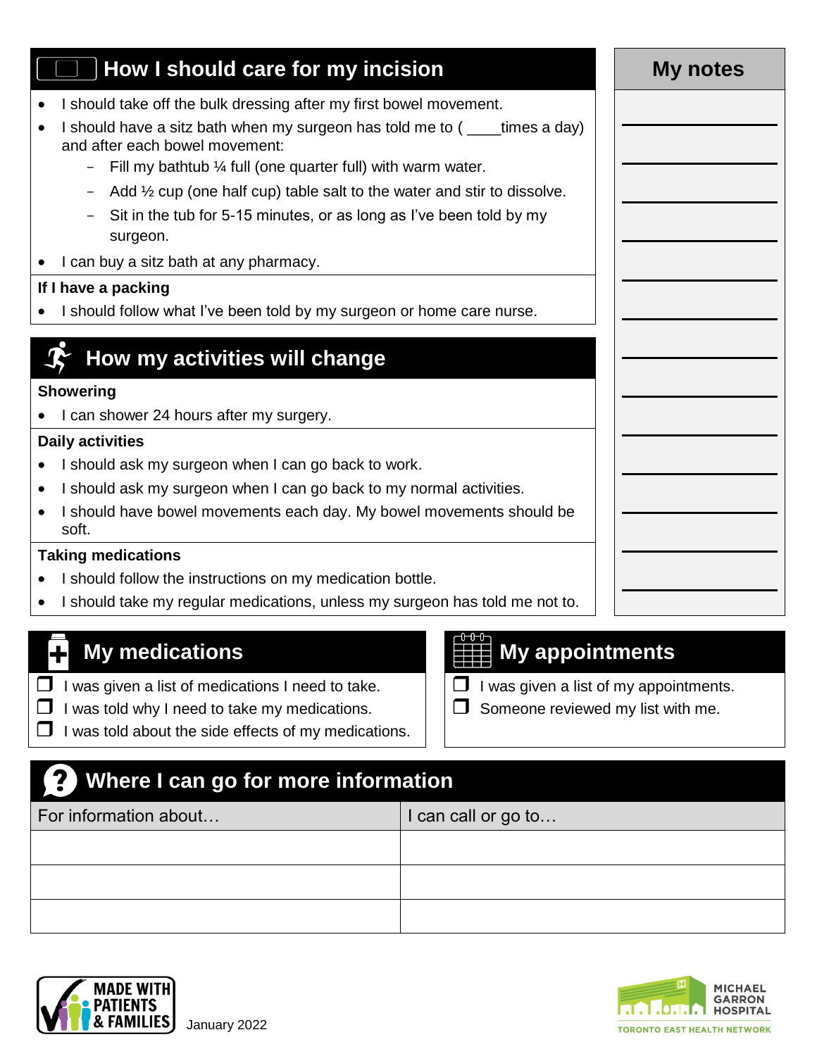## How I should care for my incision

- I should take off the bulk dressing after my first bowel movement.
- I should have a sitz bath when my surgeon has told me to ( ____times a day) and after each bowel movement:
  - Fill my bathtub ¼ full (one quarter full) with warm water.
  - Add ½ cup (one half cup) table salt to the water and stir to dissolve.
  - Sit in the tub for 5-15 minutes, or as long as I've been told by my surgeon.
- I can buy a sitz bath at any pharmacy.

**If I have a packing**

- I should follow what I've been told by my surgeon or home care nurse.

## How my activities will change

**Showering**

- I can shower 24 hours after my surgery.

**Daily activities**

- I should ask my surgeon when I can go back to work.
- I should ask my surgeon when I can go back to my normal activities.
- I should have bowel movements each day. My bowel movements should be soft.

**Taking medications**

- I should follow the instructions on my medication bottle.
- I should take my regular medications, unless my surgeon has told me not to.

## My notes

______________________

______________________

______________________

______________________

______________________

______________________

______________________

______________________

______________________

______________________

______________________

______________________

______________________

## My medications

- ☐ I was given a list of medications I need to take.
- ☐ I was told why I need to take my medications.
- ☐ I was told about the side effects of my medications.

## My appointments

- ☐ I was given a list of my appointments.
- ☐ Someone reviewed my list with me.

## Where I can go for more information

| For information about… | I can call or go to… |
|---|---|
| | |
| | |
| | |

MADE WITH PATIENTS & FAMILIES

January 2022

MICHAEL GARRON HOSPITAL
TORONTO EAST HEALTH NETWORK